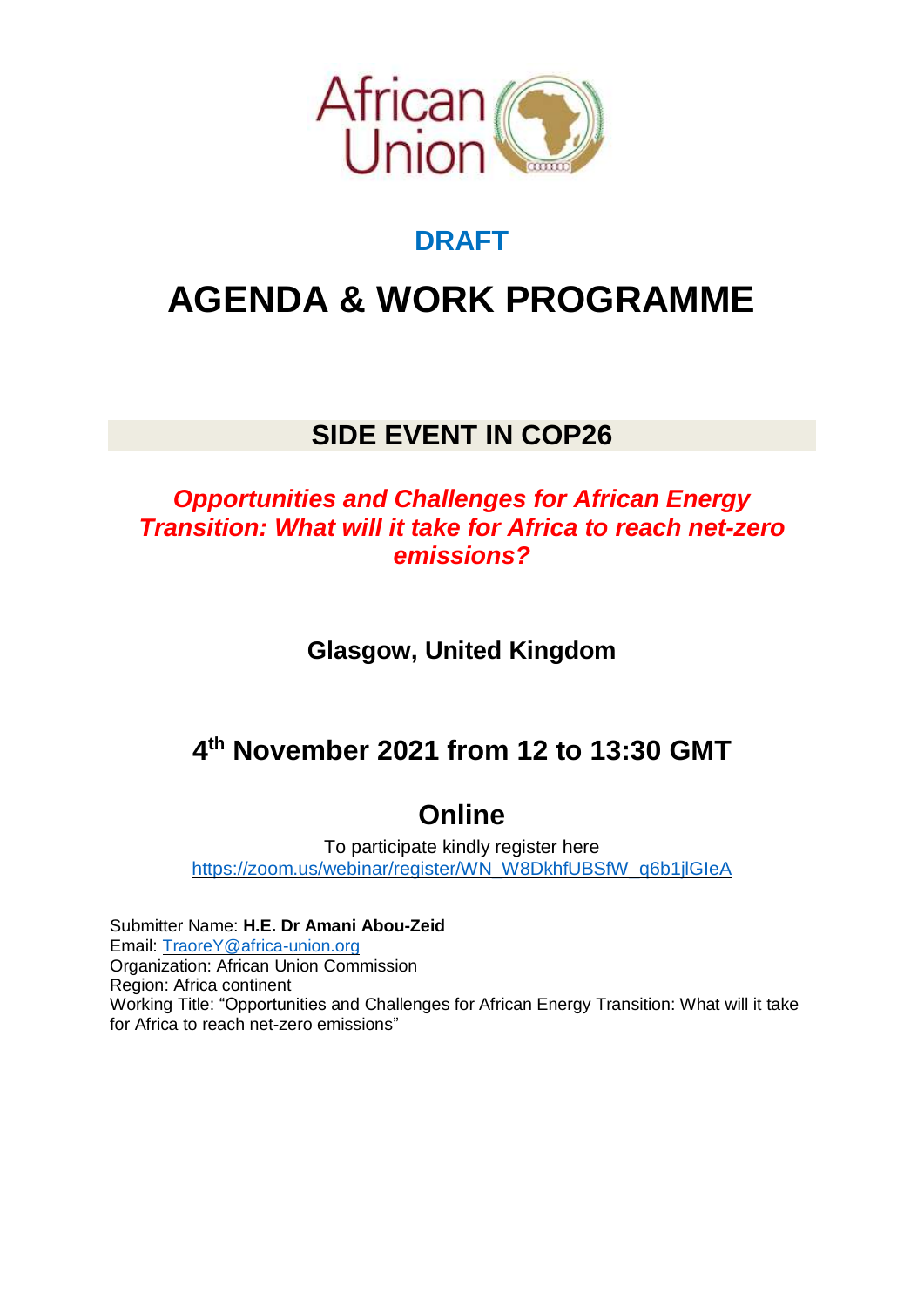African Union

## DRAFT

# AGENDA & WORK PROGRAMME

## SIDE EVENT IN COP26

***Opportunities and Challenges for African Energy Transition: What will it take for Africa to reach net-zero emissions?***

**Glasgow, United Kingdom**

## 4th November 2021 from 12 to 13:30 GMT

## Online

To participate kindly register here
https://zoom.us/webinar/register/WN_W8DkhfUBSfW_q6b1jlGIeA

Submitter Name: **H.E. Dr Amani Abou-Zeid**
Email: TraoreY@africa-union.org
Organization: African Union Commission
Region: Africa continent
Working Title: "Opportunities and Challenges for African Energy Transition: What will it take for Africa to reach net-zero emissions"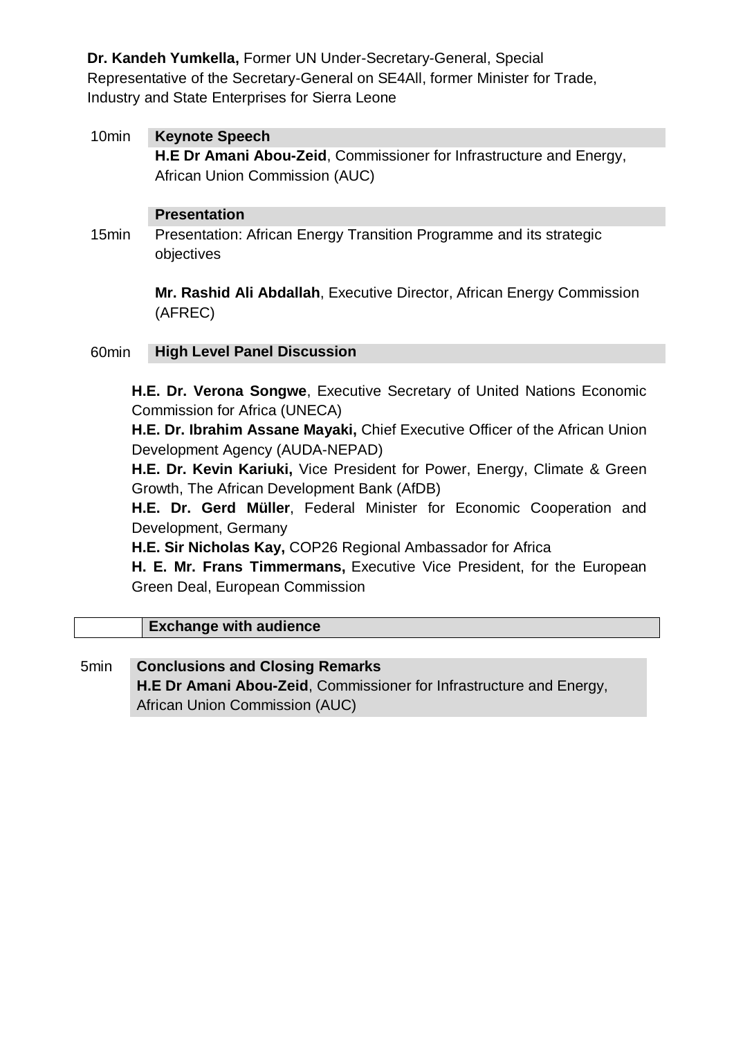**Dr. Kandeh Yumkella,** Former UN Under-Secretary-General, Special Representative of the Secretary-General on SE4All, former Minister for Trade, Industry and State Enterprises for Sierra Leone

| | |
|---|---|
| 10min | **Keynote Speech**<br>**H.E Dr Amani Abou-Zeid**, Commissioner for Infrastructure and Energy, African Union Commission (AUC) |
| 15min | **Presentation**<br>Presentation: African Energy Transition Programme and its strategic objectives<br><br>**Mr. Rashid Ali Abdallah**, Executive Director, African Energy Commission (AFREC) |
| 60min | **High Level Panel Discussion** |

**H.E. Dr. Verona Songwe**, Executive Secretary of United Nations Economic Commission for Africa (UNECA)
**H.E. Dr. Ibrahim Assane Mayaki,** Chief Executive Officer of the African Union Development Agency (AUDA-NEPAD)
**H.E. Dr. Kevin Kariuki,** Vice President for Power, Energy, Climate & Green Growth, The African Development Bank (AfDB)
**H.E. Dr. Gerd Müller**, Federal Minister for Economic Cooperation and Development, Germany
**H.E. Sir Nicholas Kay,** COP26 Regional Ambassador for Africa
**H. E. Mr. Frans Timmermans,** Executive Vice President, for the European Green Deal, European Commission

| | |
|---|---|
| | **Exchange with audience** |
| 5min | **Conclusions and Closing Remarks**<br>**H.E Dr Amani Abou-Zeid**, Commissioner for Infrastructure and Energy, African Union Commission (AUC) |